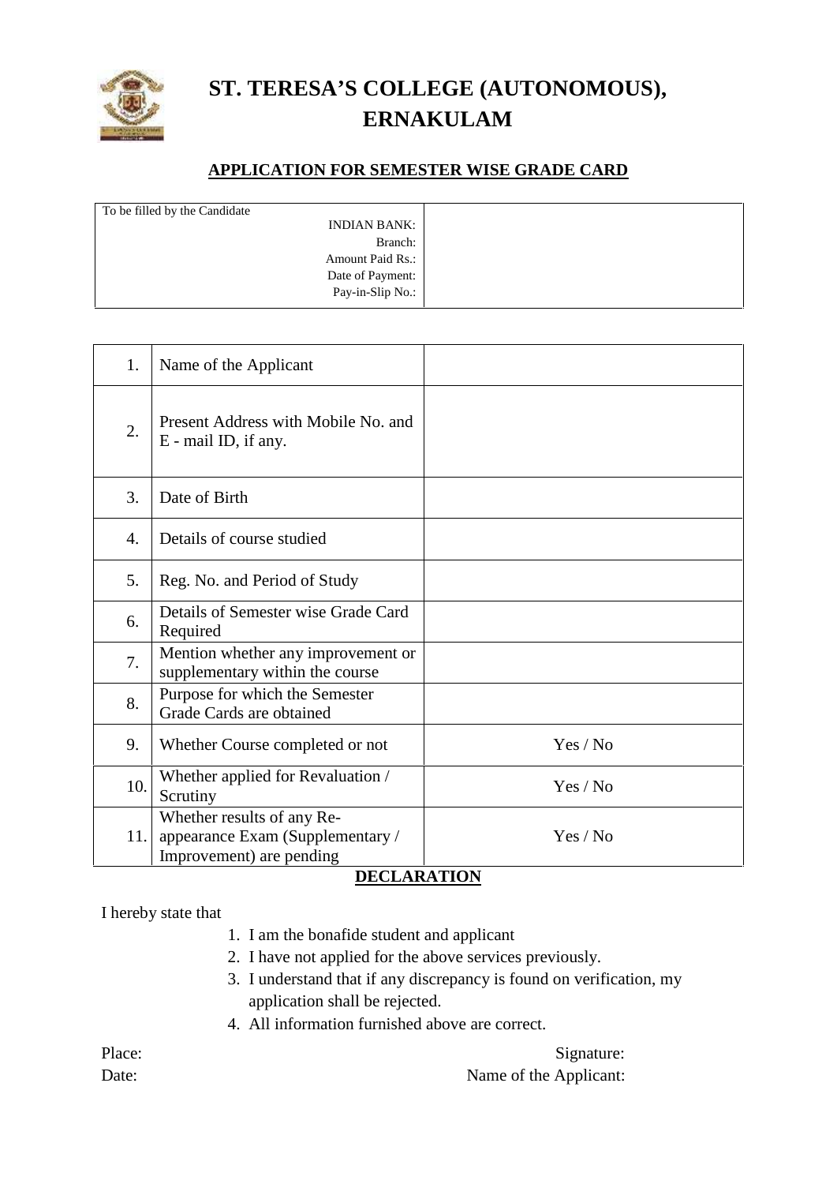# ST. TERESA'S COLLEGE (AUTONOMOUS), ERNAKULAM

## APPLICATION FOR SEMESTER WISE GRADE CARD

| To be filled by the Candidate | |
|---|---|
| INDIAN BANK: | |
| Branch: | |
| Amount Paid Rs.: | |
| Date of Payment: | |
| Pay-in-Slip No.: | |

| | | |
|---|---|---|
| 1. | Name of the Applicant | |
| 2. | Present Address with Mobile No. and E - mail ID, if any. | |
| 3. | Date of Birth | |
| 4. | Details of course studied | |
| 5. | Reg. No. and Period of Study | |
| 6. | Details of Semester wise Grade Card Required | |
| 7. | Mention whether any improvement or supplementary within the course | |
| 8. | Purpose for which the Semester Grade Cards are obtained | |
| 9. | Whether Course completed or not | Yes / No |
| 10. | Whether applied for Revaluation / Scrutiny | Yes / No |
| 11. | Whether results of any Re-appearance Exam (Supplementary / Improvement) are pending | Yes / No |

**DECLARATION**

I hereby state that

1. I am the bonafide student and applicant
2. I have not applied for the above services previously.
3. I understand that if any discrepancy is found on verification, my application shall be rejected.
4. All information furnished above are correct.

Place: Signature:

Date: Name of the Applicant: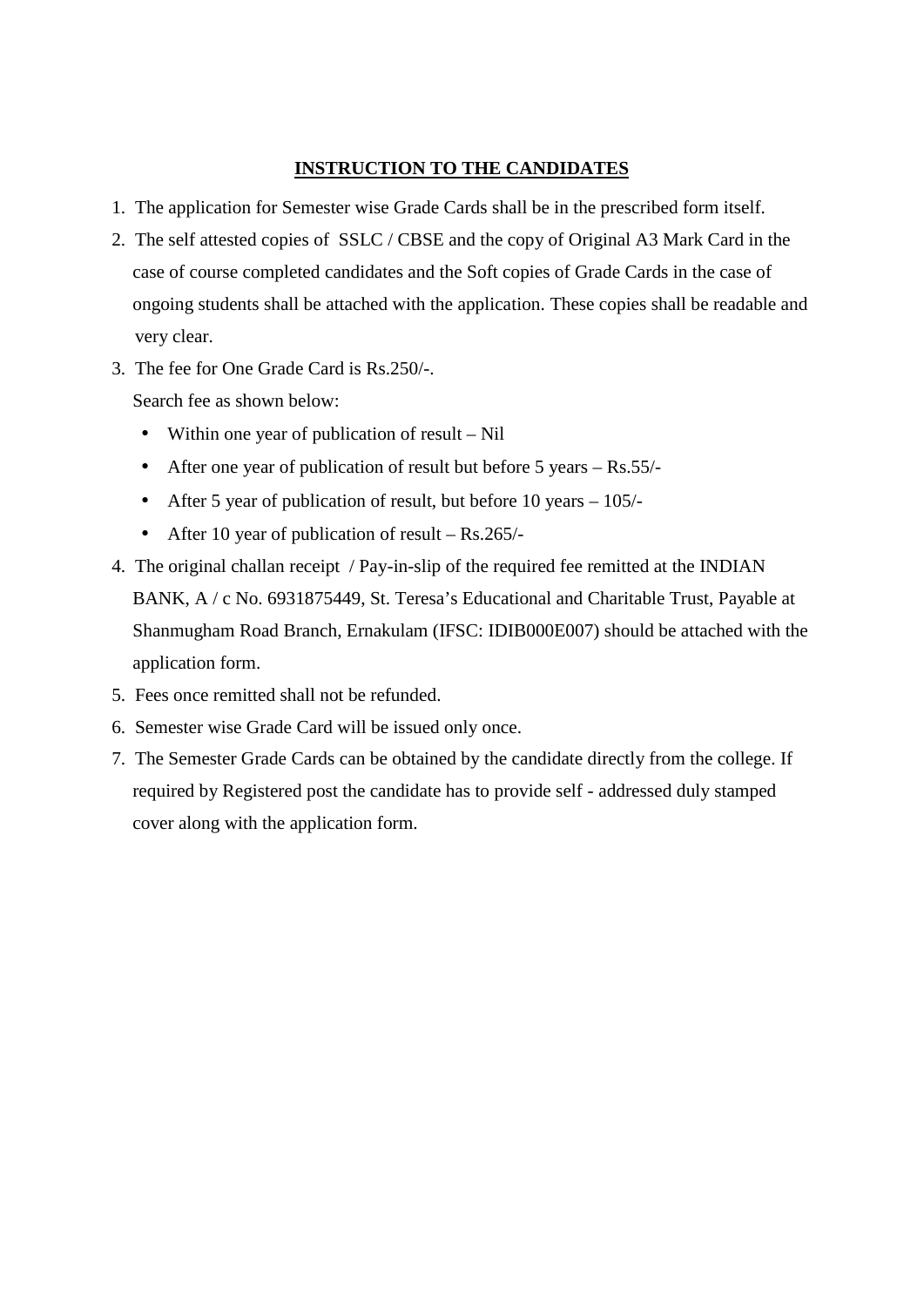## INSTRUCTION TO THE CANDIDATES

1. The application for Semester wise Grade Cards shall be in the prescribed form itself.
2. The self attested copies of SSLC / CBSE and the copy of Original A3 Mark Card in the case of course completed candidates and the Soft copies of Grade Cards in the case of ongoing students shall be attached with the application. These copies shall be readable and very clear.
3. The fee for One Grade Card is Rs.250/-.
   Search fee as shown below:
   - Within one year of publication of result – Nil
   - After one year of publication of result but before 5 years – Rs.55/-
   - After 5 year of publication of result, but before 10 years – 105/-
   - After 10 year of publication of result – Rs.265/-
4. The original challan receipt / Pay-in-slip of the required fee remitted at the INDIAN BANK, A / c No. 6931875449, St. Teresa's Educational and Charitable Trust, Payable at Shanmugham Road Branch, Ernakulam (IFSC: IDIB000E007) should be attached with the application form.
5. Fees once remitted shall not be refunded.
6. Semester wise Grade Card will be issued only once.
7. The Semester Grade Cards can be obtained by the candidate directly from the college. If required by Registered post the candidate has to provide self - addressed duly stamped cover along with the application form.